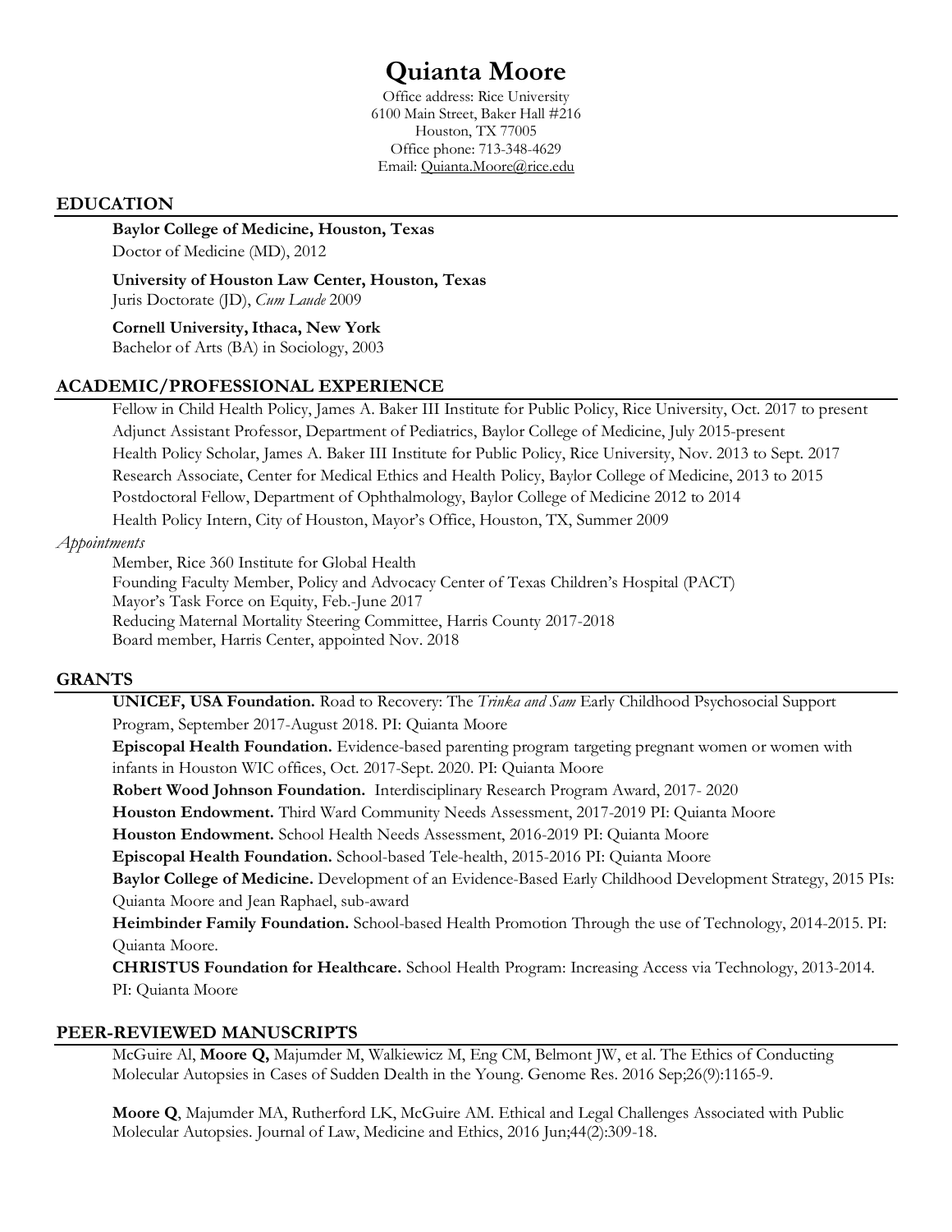# Quianta Moore

Office address: Rice University
6100 Main Street, Baker Hall #216
Houston, TX 77005
Office phone: 713-348-4629
Email: Quianta.Moore@rice.edu

## EDUCATION

**Baylor College of Medicine, Houston, Texas**
Doctor of Medicine (MD), 2012

**University of Houston Law Center, Houston, Texas**
Juris Doctorate (JD), *Cum Laude* 2009

**Cornell University, Ithaca, New York**
Bachelor of Arts (BA) in Sociology, 2003

## ACADEMIC/PROFESSIONAL EXPERIENCE

Fellow in Child Health Policy, James A. Baker III Institute for Public Policy, Rice University, Oct. 2017 to present
Adjunct Assistant Professor, Department of Pediatrics, Baylor College of Medicine, July 2015-present
Health Policy Scholar, James A. Baker III Institute for Public Policy, Rice University, Nov. 2013 to Sept. 2017
Research Associate, Center for Medical Ethics and Health Policy, Baylor College of Medicine, 2013 to 2015
Postdoctoral Fellow, Department of Ophthalmology, Baylor College of Medicine 2012 to 2014
Health Policy Intern, City of Houston, Mayor's Office, Houston, TX, Summer 2009

*Appointments*

Member, Rice 360 Institute for Global Health
Founding Faculty Member, Policy and Advocacy Center of Texas Children's Hospital (PACT)
Mayor's Task Force on Equity, Feb.-June 2017
Reducing Maternal Mortality Steering Committee, Harris County 2017-2018
Board member, Harris Center, appointed Nov. 2018

## GRANTS

**UNICEF, USA Foundation.** Road to Recovery: The *Trinka and Sam* Early Childhood Psychosocial Support Program, September 2017-August 2018. PI: Quianta Moore

**Episcopal Health Foundation.** Evidence-based parenting program targeting pregnant women or women with infants in Houston WIC offices, Oct. 2017-Sept. 2020. PI: Quianta Moore

**Robert Wood Johnson Foundation.** Interdisciplinary Research Program Award, 2017- 2020

**Houston Endowment.** Third Ward Community Needs Assessment, 2017-2019 PI: Quianta Moore

**Houston Endowment.** School Health Needs Assessment, 2016-2019 PI: Quianta Moore

**Episcopal Health Foundation.** School-based Tele-health, 2015-2016 PI: Quianta Moore

**Baylor College of Medicine.** Development of an Evidence-Based Early Childhood Development Strategy, 2015 PIs: Quianta Moore and Jean Raphael, sub-award

**Heimbinder Family Foundation.** School-based Health Promotion Through the use of Technology, 2014-2015. PI: Quianta Moore.

**CHRISTUS Foundation for Healthcare.** School Health Program: Increasing Access via Technology, 2013-2014. PI: Quianta Moore

## PEER-REVIEWED MANUSCRIPTS

McGuire Al, **Moore Q,** Majumder M, Walkiewicz M, Eng CM, Belmont JW, et al. The Ethics of Conducting Molecular Autopsies in Cases of Sudden Dealth in the Young. Genome Res. 2016 Sep;26(9):1165-9.

**Moore Q**, Majumder MA, Rutherford LK, McGuire AM. Ethical and Legal Challenges Associated with Public Molecular Autopsies. Journal of Law, Medicine and Ethics, 2016 Jun;44(2):309-18.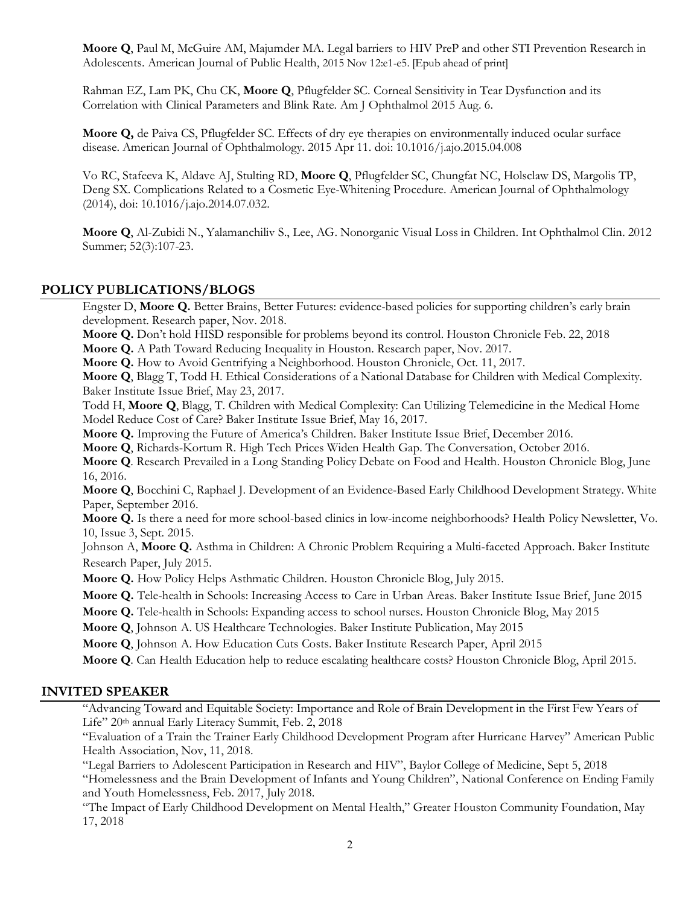**Moore Q**, Paul M, McGuire AM, Majumder MA. Legal barriers to HIV PreP and other STI Prevention Research in Adolescents. American Journal of Public Health, 2015 Nov 12:e1-e5. [Epub ahead of print]

Rahman EZ, Lam PK, Chu CK, **Moore Q**, Pflugfelder SC. Corneal Sensitivity in Tear Dysfunction and its Correlation with Clinical Parameters and Blink Rate. Am J Ophthalmol 2015 Aug. 6.

**Moore Q,** de Paiva CS, Pflugfelder SC. Effects of dry eye therapies on environmentally induced ocular surface disease. American Journal of Ophthalmology. 2015 Apr 11. doi: 10.1016/j.ajo.2015.04.008

Vo RC, Stafeeva K, Aldave AJ, Stulting RD, **Moore Q**, Pflugfelder SC, Chungfat NC, Holsclaw DS, Margolis TP, Deng SX. Complications Related to a Cosmetic Eye-Whitening Procedure. American Journal of Ophthalmology (2014), doi: 10.1016/j.ajo.2014.07.032.

**Moore Q**, Al-Zubidi N., Yalamanchiliv S., Lee, AG. Nonorganic Visual Loss in Children. Int Ophthalmol Clin. 2012 Summer; 52(3):107-23.

## POLICY PUBLICATIONS/BLOGS

Engster D, **Moore Q.** Better Brains, Better Futures: evidence-based policies for supporting children's early brain development. Research paper, Nov. 2018.

**Moore Q.** Don't hold HISD responsible for problems beyond its control. Houston Chronicle Feb. 22, 2018

**Moore Q.** A Path Toward Reducing Inequality in Houston. Research paper, Nov. 2017.

**Moore Q.** How to Avoid Gentrifying a Neighborhood. Houston Chronicle, Oct. 11, 2017.

**Moore Q**, Blagg T, Todd H. Ethical Considerations of a National Database for Children with Medical Complexity. Baker Institute Issue Brief, May 23, 2017.

Todd H, **Moore Q**, Blagg, T. Children with Medical Complexity: Can Utilizing Telemedicine in the Medical Home Model Reduce Cost of Care? Baker Institute Issue Brief, May 16, 2017.

**Moore Q.** Improving the Future of America's Children. Baker Institute Issue Brief, December 2016.

**Moore Q**, Richards-Kortum R. High Tech Prices Widen Health Gap. The Conversation, October 2016.

**Moore Q**. Research Prevailed in a Long Standing Policy Debate on Food and Health. Houston Chronicle Blog, June 16, 2016.

**Moore Q**, Bocchini C, Raphael J. Development of an Evidence-Based Early Childhood Development Strategy. White Paper, September 2016.

**Moore Q.** Is there a need for more school-based clinics in low-income neighborhoods? Health Policy Newsletter, Vo. 10, Issue 3, Sept. 2015.

Johnson A, **Moore Q.** Asthma in Children: A Chronic Problem Requiring a Multi-faceted Approach. Baker Institute Research Paper, July 2015.

**Moore Q.** How Policy Helps Asthmatic Children. Houston Chronicle Blog, July 2015.

**Moore Q.** Tele-health in Schools: Increasing Access to Care in Urban Areas. Baker Institute Issue Brief, June 2015

**Moore Q.** Tele-health in Schools: Expanding access to school nurses. Houston Chronicle Blog, May 2015

**Moore Q**, Johnson A. US Healthcare Technologies. Baker Institute Publication, May 2015

**Moore Q**, Johnson A. How Education Cuts Costs. Baker Institute Research Paper, April 2015

**Moore Q**. Can Health Education help to reduce escalating healthcare costs? Houston Chronicle Blog, April 2015.

## INVITED SPEAKER

"Advancing Toward and Equitable Society: Importance and Role of Brain Development in the First Few Years of Life" 20th annual Early Literacy Summit, Feb. 2, 2018

"Evaluation of a Train the Trainer Early Childhood Development Program after Hurricane Harvey" American Public Health Association, Nov, 11, 2018.

"Legal Barriers to Adolescent Participation in Research and HIV", Baylor College of Medicine, Sept 5, 2018

"Homelessness and the Brain Development of Infants and Young Children", National Conference on Ending Family and Youth Homelessness, Feb. 2017, July 2018.

"The Impact of Early Childhood Development on Mental Health," Greater Houston Community Foundation, May 17, 2018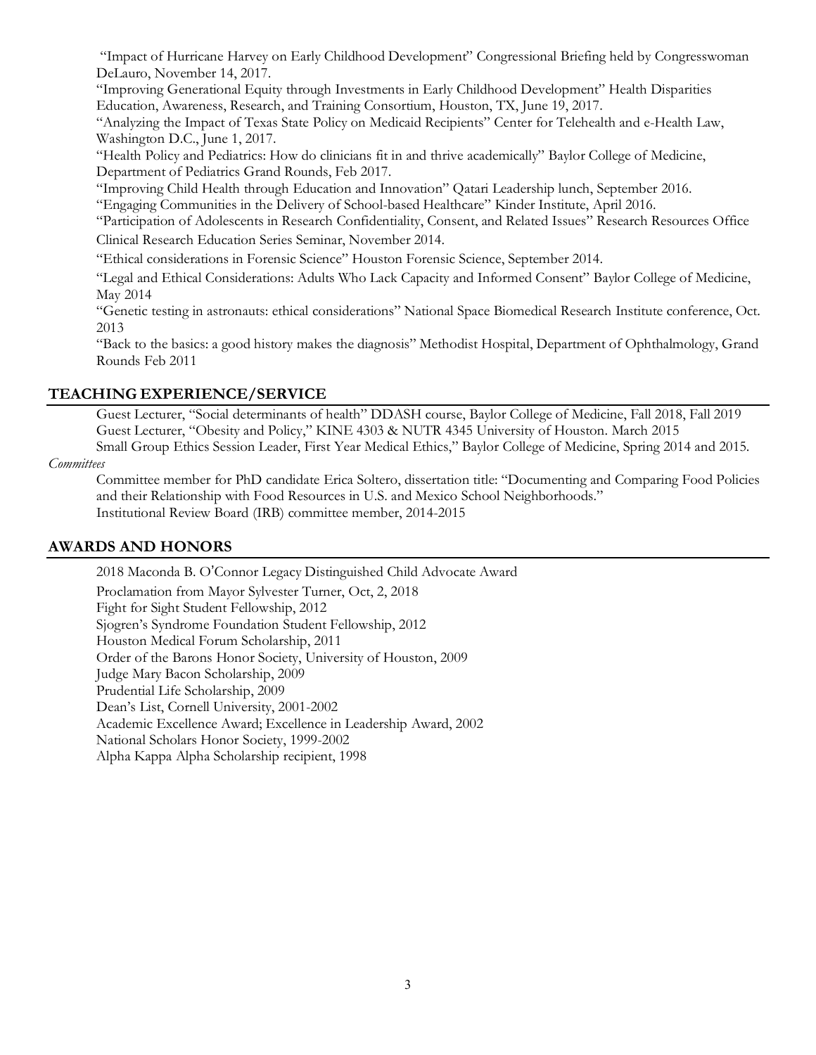"Impact of Hurricane Harvey on Early Childhood Development" Congressional Briefing held by Congresswoman DeLauro, November 14, 2017.

"Improving Generational Equity through Investments in Early Childhood Development" Health Disparities Education, Awareness, Research, and Training Consortium, Houston, TX, June 19, 2017.

"Analyzing the Impact of Texas State Policy on Medicaid Recipients" Center for Telehealth and e-Health Law, Washington D.C., June 1, 2017.

"Health Policy and Pediatrics: How do clinicians fit in and thrive academically" Baylor College of Medicine, Department of Pediatrics Grand Rounds, Feb 2017.

"Improving Child Health through Education and Innovation" Qatari Leadership lunch, September 2016.

"Engaging Communities in the Delivery of School-based Healthcare" Kinder Institute, April 2016.

"Participation of Adolescents in Research Confidentiality, Consent, and Related Issues" Research Resources Office Clinical Research Education Series Seminar, November 2014.

"Ethical considerations in Forensic Science" Houston Forensic Science, September 2014.

"Legal and Ethical Considerations: Adults Who Lack Capacity and Informed Consent" Baylor College of Medicine, May 2014

"Genetic testing in astronauts: ethical considerations" National Space Biomedical Research Institute conference, Oct. 2013

"Back to the basics: a good history makes the diagnosis" Methodist Hospital, Department of Ophthalmology, Grand Rounds Feb 2011

## TEACHING EXPERIENCE/SERVICE

Guest Lecturer, "Social determinants of health" DDASH course, Baylor College of Medicine, Fall 2018, Fall 2019

Guest Lecturer, "Obesity and Policy," KINE 4303 & NUTR 4345 University of Houston. March 2015

Small Group Ethics Session Leader, First Year Medical Ethics," Baylor College of Medicine, Spring 2014 and 2015.

*Committees*

Committee member for PhD candidate Erica Soltero, dissertation title: "Documenting and Comparing Food Policies and their Relationship with Food Resources in U.S. and Mexico School Neighborhoods."

Institutional Review Board (IRB) committee member, 2014-2015

## AWARDS AND HONORS

2018 Maconda B. O'Connor Legacy Distinguished Child Advocate Award

Proclamation from Mayor Sylvester Turner, Oct, 2, 2018

Fight for Sight Student Fellowship, 2012

Sjogren's Syndrome Foundation Student Fellowship, 2012

Houston Medical Forum Scholarship, 2011

Order of the Barons Honor Society, University of Houston, 2009

Judge Mary Bacon Scholarship, 2009

Prudential Life Scholarship, 2009

Dean's List, Cornell University, 2001-2002

Academic Excellence Award; Excellence in Leadership Award, 2002

National Scholars Honor Society, 1999-2002

Alpha Kappa Alpha Scholarship recipient, 1998